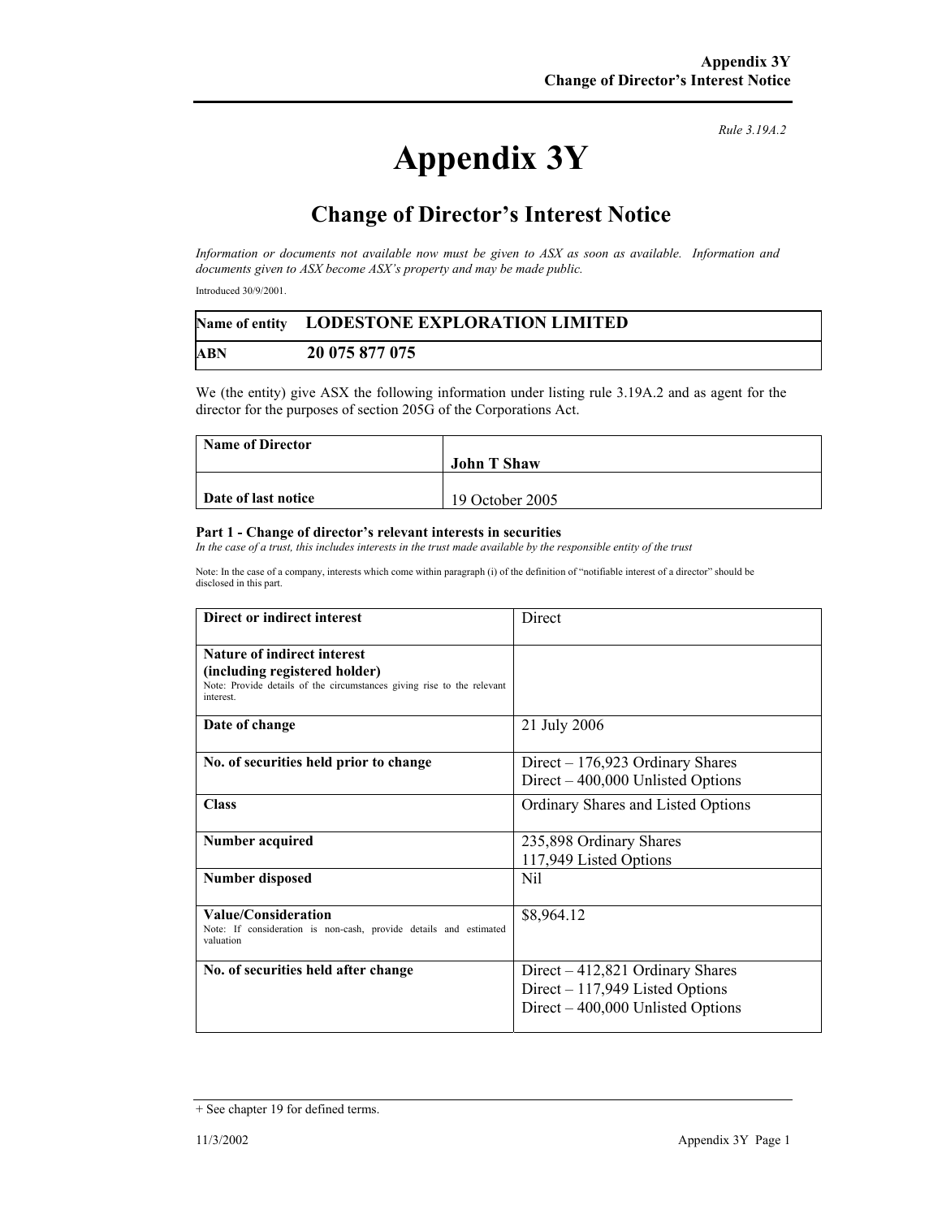Rule 3.19A.2

# Appendix 3Y

## Change of Director's Interest Notice

*Information or documents not available now must be given to ASX as soon as available. Information and documents given to ASX become ASX's property and may be made public.*

Introduced 30/9/2001.

| Name of entity | LODESTONE EXPLORATION LIMITED |
|---|---|
| ABN | 20 075 877 075 |

We (the entity) give ASX the following information under listing rule 3.19A.2 and as agent for the director for the purposes of section 205G of the Corporations Act.

| Name of Director | John T Shaw |
|---|---|
| Date of last notice | 19 October 2005 |

**Part 1 - Change of director's relevant interests in securities**

*In the case of a trust, this includes interests in the trust made available by the responsible entity of the trust*

Note: In the case of a company, interests which come within paragraph (i) of the definition of "notifiable interest of a director" should be disclosed in this part.

| Direct or indirect interest | Direct |
|---|---|
| **Nature of indirect interest (including registered holder)**<br>Note: Provide details of the circumstances giving rise to the relevant interest. | |
| **Date of change** | 21 July 2006 |
| **No. of securities held prior to change** | Direct – 176,923 Ordinary Shares<br>Direct – 400,000 Unlisted Options |
| **Class** | Ordinary Shares and Listed Options |
| **Number acquired** | 235,898 Ordinary Shares<br>117,949 Listed Options |
| **Number disposed** | Nil |
| **Value/Consideration**<br>Note: If consideration is non-cash, provide details and estimated valuation | $8,964.12 |
| **No. of securities held after change** | Direct – 412,821 Ordinary Shares<br>Direct – 117,949 Listed Options<br>Direct – 400,000 Unlisted Options |

+ See chapter 19 for defined terms.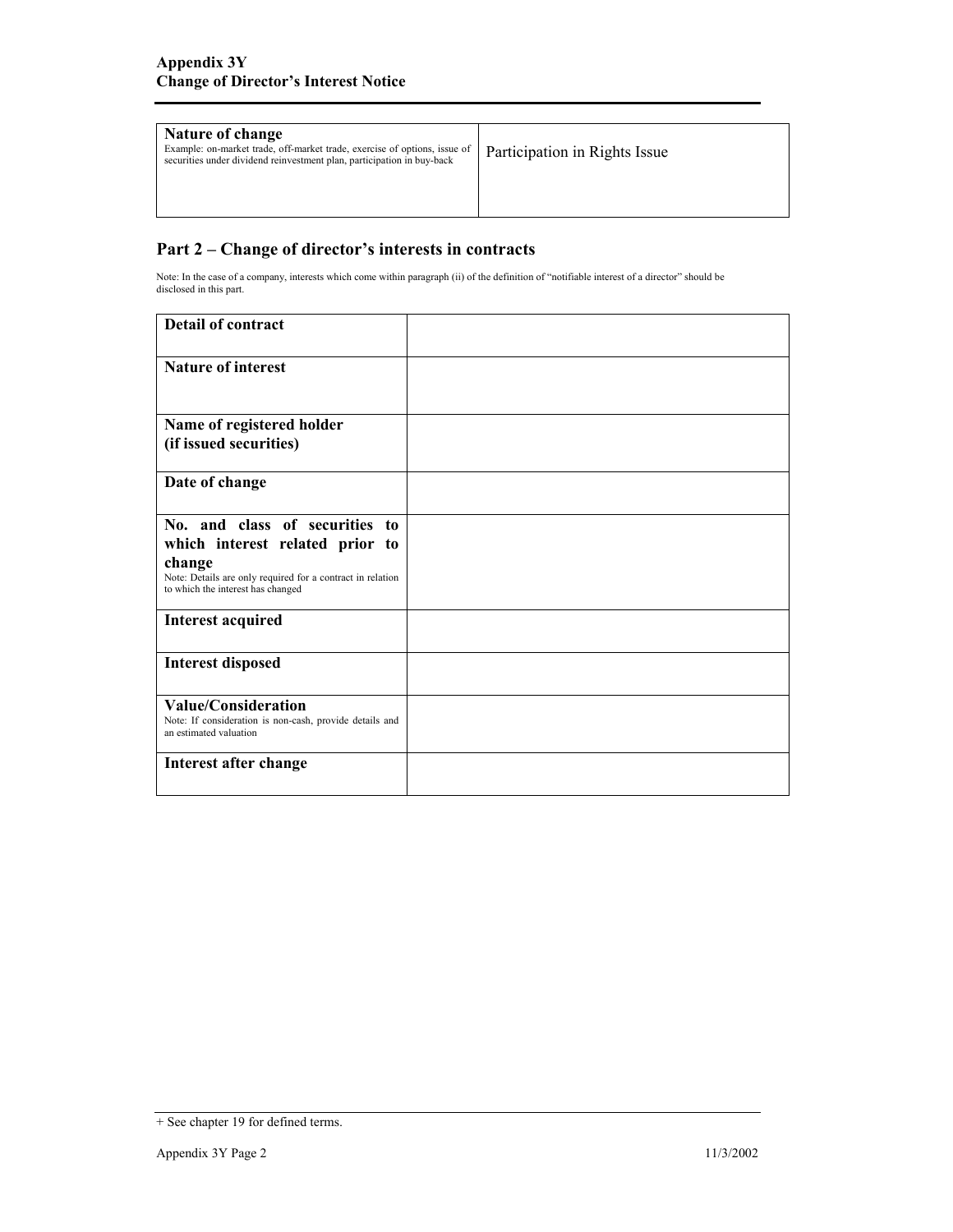| | |
|---|---|
| **Nature of change**<br>Example: on-market trade, off-market trade, exercise of options, issue of securities under dividend reinvestment plan, participation in buy-back | Participation in Rights Issue |

## Part 2 – Change of director's interests in contracts

Note: In the case of a company, interests which come within paragraph (ii) of the definition of "notifiable interest of a director" should be disclosed in this part.

| | |
|---|---|
| **Detail of contract** | |
| **Nature of interest** | |
| **Name of registered holder (if issued securities)** | |
| **Date of change** | |
| **No. and class of securities to which interest related prior to change**<br>Note: Details are only required for a contract in relation to which the interest has changed | |
| **Interest acquired** | |
| **Interest disposed** | |
| **Value/Consideration**<br>Note: If consideration is non-cash, provide details and an estimated valuation | |
| **Interest after change** | |

+ See chapter 19 for defined terms.